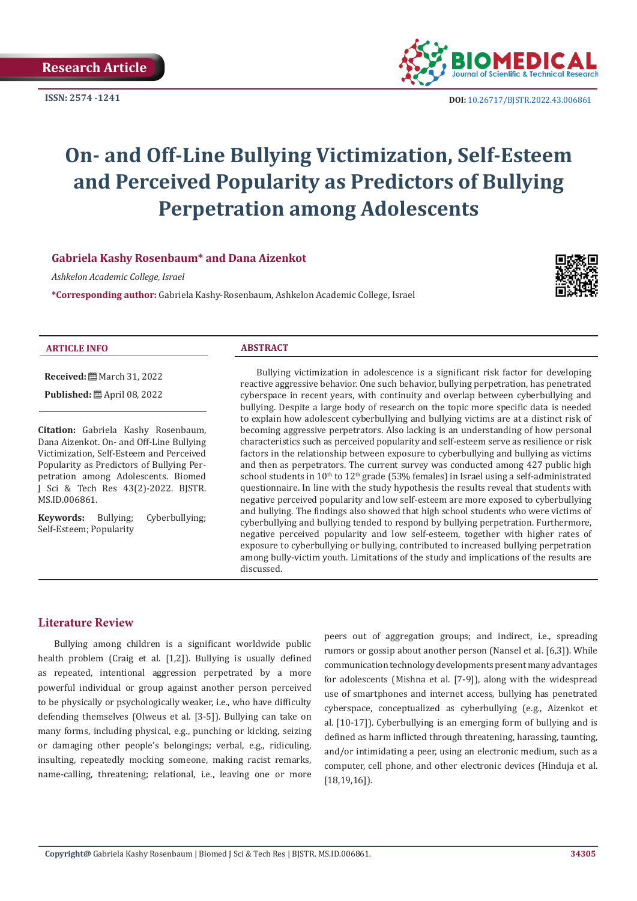Research Article

ISSN: 2574 -1241

DOI: 10.26717/BJSTR.2022.43.006861

# On- and Off-Line Bullying Victimization, Self-Esteem and Perceived Popularity as Predictors of Bullying Perpetration among Adolescents

**Gabriela Kashy Rosenbaum\* and Dana Aizenkot**

*Ashkelon Academic College, Israel*

**\*Corresponding author:** Gabriela Kashy-Rosenbaum, Ashkelon Academic College, Israel

### ARTICLE INFO

**Received:** March 31, 2022

**Published:** April 08, 2022

**Citation:** Gabriela Kashy Rosenbaum, Dana Aizenkot. On- and Off-Line Bullying Victimization, Self-Esteem and Perceived Popularity as Predictors of Bullying Perpetration among Adolescents. Biomed J Sci & Tech Res 43(2)-2022. BJSTR. MS.ID.006861.

**Keywords:** Bullying; Cyberbullying; Self-Esteem; Popularity

### ABSTRACT

Bullying victimization in adolescence is a significant risk factor for developing reactive aggressive behavior. One such behavior, bullying perpetration, has penetrated cyberspace in recent years, with continuity and overlap between cyberbullying and bullying. Despite a large body of research on the topic more specific data is needed to explain how adolescent cyberbullying and bullying victims are at a distinct risk of becoming aggressive perpetrators. Also lacking is an understanding of how personal characteristics such as perceived popularity and self-esteem serve as resilience or risk factors in the relationship between exposure to cyberbullying and bullying as victims and then as perpetrators. The current survey was conducted among 427 public high school students in 10th to 12th grade (53% females) in Israel using a self-administrated questionnaire. In line with the study hypothesis the results reveal that students with negative perceived popularity and low self-esteem are more exposed to cyberbullying and bullying. The findings also showed that high school students who were victims of cyberbullying and bullying tended to respond by bullying perpetration. Furthermore, negative perceived popularity and low self-esteem, together with higher rates of exposure to cyberbullying or bullying, contributed to increased bullying perpetration among bully-victim youth. Limitations of the study and implications of the results are discussed.

## Literature Review

Bullying among children is a significant worldwide public health problem (Craig et al. [1,2]). Bullying is usually defined as repeated, intentional aggression perpetrated by a more powerful individual or group against another person perceived to be physically or psychologically weaker, i.e., who have difficulty defending themselves (Olweus et al. [3-5]). Bullying can take on many forms, including physical, e.g., punching or kicking, seizing or damaging other people's belongings; verbal, e.g., ridiculing, insulting, repeatedly mocking someone, making racist remarks, name-calling, threatening; relational, i.e., leaving one or more peers out of aggregation groups; and indirect, i.e., spreading rumors or gossip about another person (Nansel et al. [6,3]). While communication technology developments present many advantages for adolescents (Mishna et al. [7-9]), along with the widespread use of smartphones and internet access, bullying has penetrated cyberspace, conceptualized as cyberbullying (e.g., Aizenkot et al. [10-17]). Cyberbullying is an emerging form of bullying and is defined as harm inflicted through threatening, harassing, taunting, and/or intimidating a peer, using an electronic medium, such as a computer, cell phone, and other electronic devices (Hinduja et al. [18,19,16]).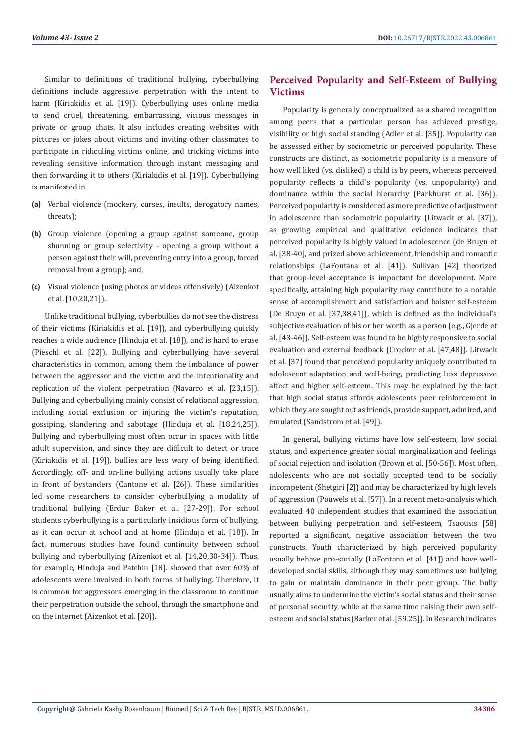Similar to definitions of traditional bullying, cyberbullying definitions include aggressive perpetration with the intent to harm (Kiriakidis et al. [19]). Cyberbullying uses online media to send cruel, threatening, embarrassing, vicious messages in private or group chats. It also includes creating websites with pictures or jokes about victims and inviting other classmates to participate in ridiculing victims online, and tricking victims into revealing sensitive information through instant messaging and then forwarding it to others (Kiriakidis et al. [19]). Cyberbullying is manifested in

**(a)** Verbal violence (mockery, curses, insults, derogatory names, threats);

**(b)** Group violence (opening a group against someone, group shunning or group selectivity - opening a group without a person against their will, preventing entry into a group, forced removal from a group); and,

**(c)** Visual violence (using photos or videos offensively) (Aizenkot et al. [10,20,21]).

Unlike traditional bullying, cyberbullies do not see the distress of their victims (Kiriakidis et al. [19]), and cyberbullying quickly reaches a wide audience (Hinduja et al. [18]), and is hard to erase (Pieschl et al. [22]). Bullying and cyberbullying have several characteristics in common, among them the imbalance of power between the aggressor and the victim and the intentionality and replication of the violent perpetration (Navarro et al. [23,15]). Bullying and cyberbullying mainly consist of relational aggression, including social exclusion or injuring the victim's reputation, gossiping, slandering and sabotage (Hinduja et al. [18,24,25]). Bullying and cyberbullying most often occur in spaces with little adult supervision, and since they are difficult to detect or trace (Kiriakidis et al. [19]). bullies are less wary of being identified. Accordingly, off- and on-line bullying actions usually take place in front of bystanders (Cantone et al. [26]). These similarities led some researchers to consider cyberbullying a modality of traditional bullying (Erdur Baker et al. [27-29]). For school students cyberbullying is a particularly insidious form of bullying, as it can occur at school and at home (Hinduja et al. [18]). In fact, numerous studies have found continuity between school bullying and cyberbullying (Aizenkot et al. [14,20,30-34]). Thus, for example, Hinduja and Patchin [18]. showed that over 60% of adolescents were involved in both forms of bullying. Therefore, it is common for aggressors emerging in the classroom to continue their perpetration outside the school, through the smartphone and on the internet (Aizenkot et al. [20]).

## Perceived Popularity and Self-Esteem of Bullying Victims

Popularity is generally conceptualized as a shared recognition among peers that a particular person has achieved prestige, visibility or high social standing (Adler et al. [35]). Popularity can be assessed either by sociometric or perceived popularity. These constructs are distinct, as sociometric popularity is a measure of how well liked (vs. disliked) a child is by peers, whereas perceived popularity reflects a child`s popularity (vs. unpopularity) and dominance within the social hierarchy (Parkhurst et al. [36]). Perceived popularity is considered as more predictive of adjustment in adolescence than sociometric popularity (Litwack et al. [37]), as growing empirical and qualitative evidence indicates that perceived popularity is highly valued in adolescence (de Bruyn et al. [38-40], and prized above achievement, friendship and romantic relationships (LaFontana et al. [41]). Sullivan [42] theorized that group-level acceptance is important for development. More specifically, attaining high popularity may contribute to a notable sense of accomplishment and satisfaction and bolster self-esteem (De Bruyn et al. [37,38,41]), which is defined as the individual's subjective evaluation of his or her worth as a person (e.g., Gjerde et al. [43-46]). Self-esteem was found to be highly responsive to social evaluation and external feedback (Crocker et al. [47,48]). Litwack et al. [37] found that perceived popularity uniquely contributed to adolescent adaptation and well-being, predicting less depressive affect and higher self-esteem. This may be explained by the fact that high social status affords adolescents peer reinforcement in which they are sought out as friends, provide support, admired, and emulated (Sandstrom et al. [49]).

In general, bullying victims have low self-esteem, low social status, and experience greater social marginalization and feelings of social rejection and isolation (Brown et al. [50-56]). Most often, adolescents who are not socially accepted tend to be socially incompetent (Shetgiri [2]) and may be characterized by high levels of aggression (Pouwels et al. [57]). In a recent meta-analysis which evaluated 40 independent studies that examined the association between bullying perpetration and self-esteem, Tsaousis [58] reported a significant, negative association between the two constructs. Youth characterized by high perceived popularity usually behave pro-socially (LaFontana et al. [41]) and have well-developed social skills, although they may sometimes use bullying to gain or maintain dominance in their peer group. The bully usually aims to undermine the victim's social status and their sense of personal security, while at the same time raising their own self-esteem and social status (Barker et al. [59,25]). In Research indicates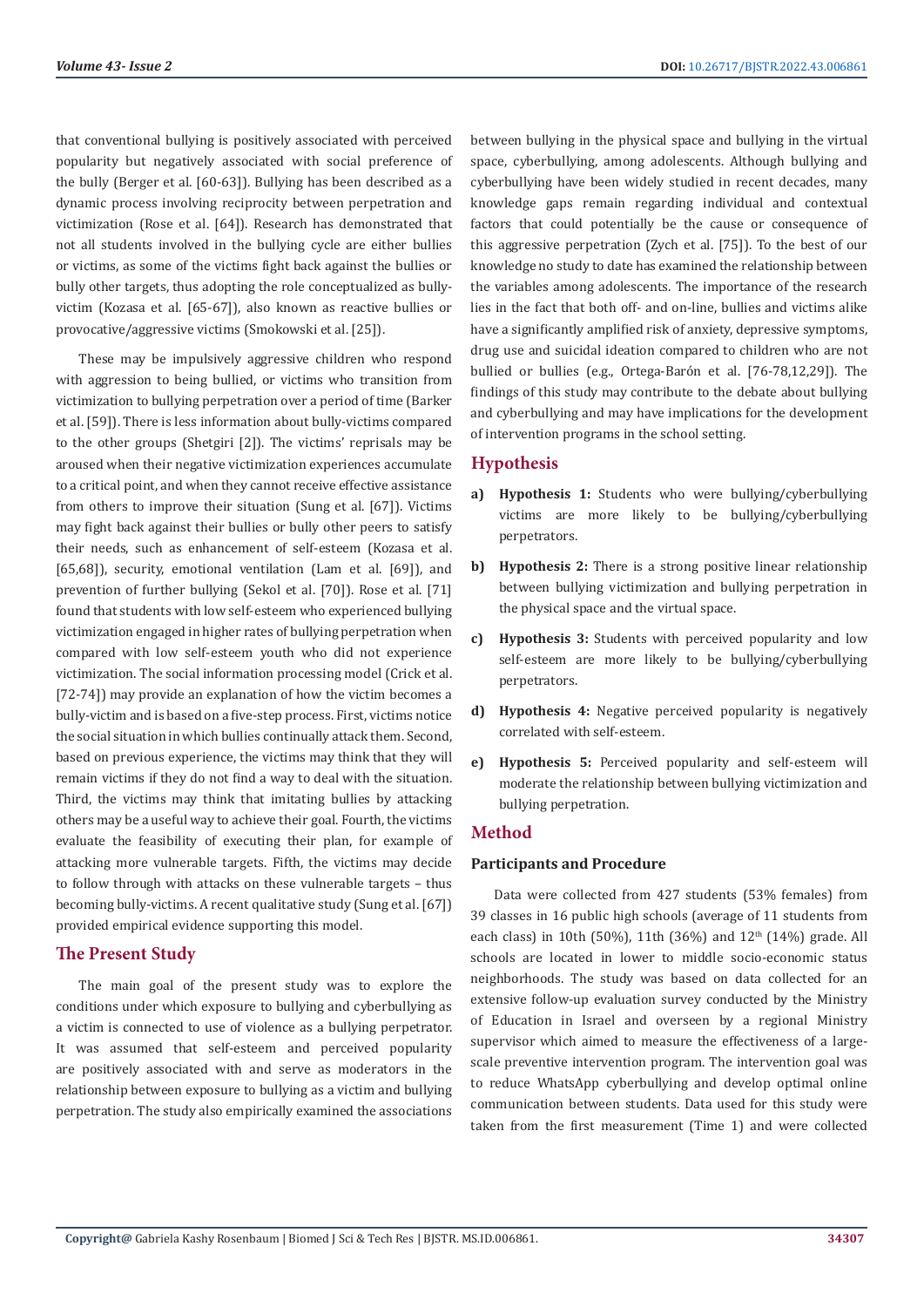that conventional bullying is positively associated with perceived popularity but negatively associated with social preference of the bully (Berger et al. [60-63]). Bullying has been described as a dynamic process involving reciprocity between perpetration and victimization (Rose et al. [64]). Research has demonstrated that not all students involved in the bullying cycle are either bullies or victims, as some of the victims fight back against the bullies or bully other targets, thus adopting the role conceptualized as bully-victim (Kozasa et al. [65-67]), also known as reactive bullies or provocative/aggressive victims (Smokowski et al. [25]).

These may be impulsively aggressive children who respond with aggression to being bullied, or victims who transition from victimization to bullying perpetration over a period of time (Barker et al. [59]). There is less information about bully-victims compared to the other groups (Shetgiri [2]). The victims' reprisals may be aroused when their negative victimization experiences accumulate to a critical point, and when they cannot receive effective assistance from others to improve their situation (Sung et al. [67]). Victims may fight back against their bullies or bully other peers to satisfy their needs, such as enhancement of self-esteem (Kozasa et al. [65,68]), security, emotional ventilation (Lam et al. [69]), and prevention of further bullying (Sekol et al. [70]). Rose et al. [71] found that students with low self-esteem who experienced bullying victimization engaged in higher rates of bullying perpetration when compared with low self-esteem youth who did not experience victimization. The social information processing model (Crick et al. [72-74]) may provide an explanation of how the victim becomes a bully-victim and is based on a five-step process. First, victims notice the social situation in which bullies continually attack them. Second, based on previous experience, the victims may think that they will remain victims if they do not find a way to deal with the situation. Third, the victims may think that imitating bullies by attacking others may be a useful way to achieve their goal. Fourth, the victims evaluate the feasibility of executing their plan, for example of attacking more vulnerable targets. Fifth, the victims may decide to follow through with attacks on these vulnerable targets – thus becoming bully-victims. A recent qualitative study (Sung et al. [67]) provided empirical evidence supporting this model.

## The Present Study

The main goal of the present study was to explore the conditions under which exposure to bullying and cyberbullying as a victim is connected to use of violence as a bullying perpetrator. It was assumed that self-esteem and perceived popularity are positively associated with and serve as moderators in the relationship between exposure to bullying as a victim and bullying perpetration. The study also empirically examined the associations between bullying in the physical space and bullying in the virtual space, cyberbullying, among adolescents. Although bullying and cyberbullying have been widely studied in recent decades, many knowledge gaps remain regarding individual and contextual factors that could potentially be the cause or consequence of this aggressive perpetration (Zych et al. [75]). To the best of our knowledge no study to date has examined the relationship between the variables among adolescents. The importance of the research lies in the fact that both off- and on-line, bullies and victims alike have a significantly amplified risk of anxiety, depressive symptoms, drug use and suicidal ideation compared to children who are not bullied or bullies (e.g., Ortega-Barón et al. [76-78,12,29]). The findings of this study may contribute to the debate about bullying and cyberbullying and may have implications for the development of intervention programs in the school setting.

## Hypothesis

a) **Hypothesis 1:** Students who were bullying/cyberbullying victims are more likely to be bullying/cyberbullying perpetrators.

b) **Hypothesis 2:** There is a strong positive linear relationship between bullying victimization and bullying perpetration in the physical space and the virtual space.

c) **Hypothesis 3:** Students with perceived popularity and low self-esteem are more likely to be bullying/cyberbullying perpetrators.

d) **Hypothesis 4:** Negative perceived popularity is negatively correlated with self-esteem.

e) **Hypothesis 5:** Perceived popularity and self-esteem will moderate the relationship between bullying victimization and bullying perpetration.

## Method

### Participants and Procedure

Data were collected from 427 students (53% females) from 39 classes in 16 public high schools (average of 11 students from each class) in 10th (50%), 11th (36%) and 12th (14%) grade. All schools are located in lower to middle socio-economic status neighborhoods. The study was based on data collected for an extensive follow-up evaluation survey conducted by the Ministry of Education in Israel and overseen by a regional Ministry supervisor which aimed to measure the effectiveness of a large-scale preventive intervention program. The intervention goal was to reduce WhatsApp cyberbullying and develop optimal online communication between students. Data used for this study were taken from the first measurement (Time 1) and were collected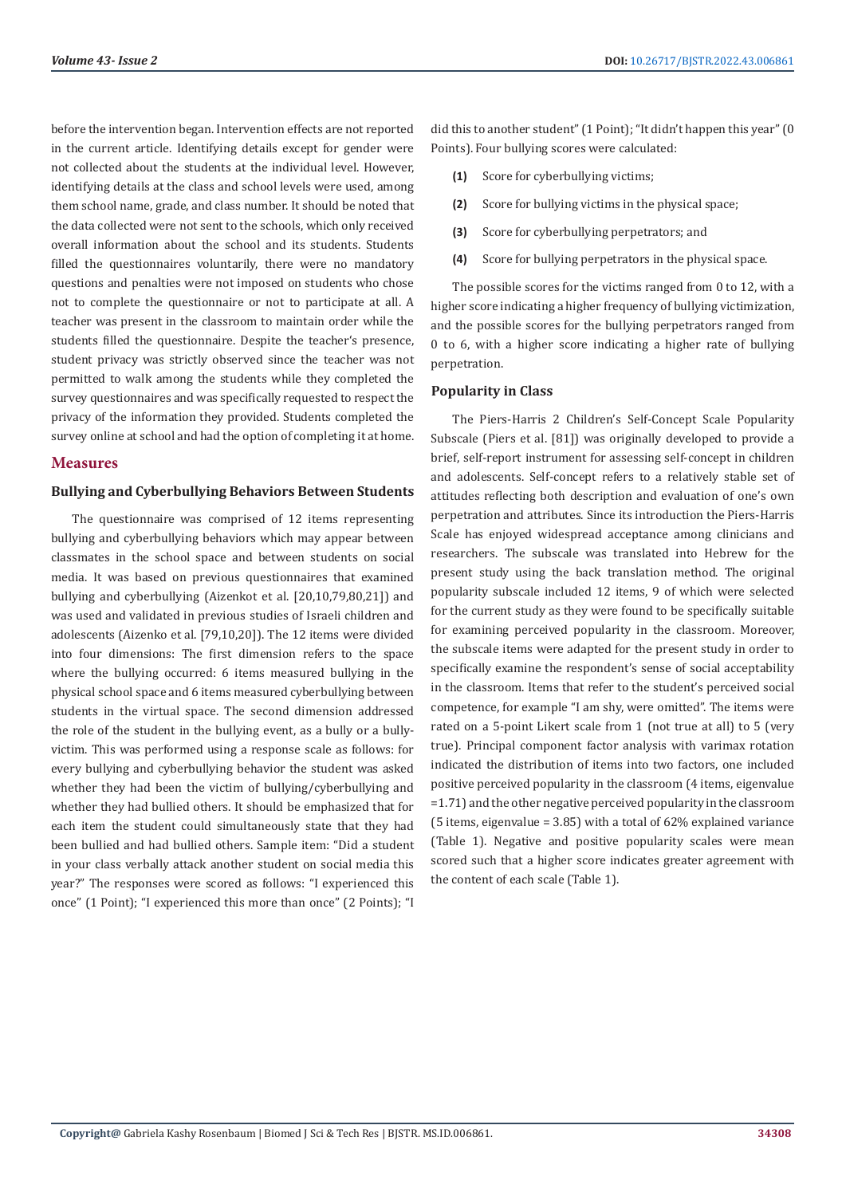before the intervention began. Intervention effects are not reported in the current article. Identifying details except for gender were not collected about the students at the individual level. However, identifying details at the class and school levels were used, among them school name, grade, and class number. It should be noted that the data collected were not sent to the schools, which only received overall information about the school and its students. Students filled the questionnaires voluntarily, there were no mandatory questions and penalties were not imposed on students who chose not to complete the questionnaire or not to participate at all. A teacher was present in the classroom to maintain order while the students filled the questionnaire. Despite the teacher's presence, student privacy was strictly observed since the teacher was not permitted to walk among the students while they completed the survey questionnaires and was specifically requested to respect the privacy of the information they provided. Students completed the survey online at school and had the option of completing it at home.

## Measures

### Bullying and Cyberbullying Behaviors Between Students

The questionnaire was comprised of 12 items representing bullying and cyberbullying behaviors which may appear between classmates in the school space and between students on social media. It was based on previous questionnaires that examined bullying and cyberbullying (Aizenkot et al. [20,10,79,80,21]) and was used and validated in previous studies of Israeli children and adolescents (Aizenko et al. [79,10,20]). The 12 items were divided into four dimensions: The first dimension refers to the space where the bullying occurred: 6 items measured bullying in the physical school space and 6 items measured cyberbullying between students in the virtual space. The second dimension addressed the role of the student in the bullying event, as a bully or a bully-victim. This was performed using a response scale as follows: for every bullying and cyberbullying behavior the student was asked whether they had been the victim of bullying/cyberbullying and whether they had bullied others. It should be emphasized that for each item the student could simultaneously state that they had been bullied and had bullied others. Sample item: "Did a student in your class verbally attack another student on social media this year?" The responses were scored as follows: "I experienced this once" (1 Point); "I experienced this more than once" (2 Points); "I did this to another student" (1 Point); "It didn't happen this year" (0 Points). Four bullying scores were calculated:

1. Score for cyberbullying victims;
2. Score for bullying victims in the physical space;
3. Score for cyberbullying perpetrators; and
4. Score for bullying perpetrators in the physical space.

The possible scores for the victims ranged from 0 to 12, with a higher score indicating a higher frequency of bullying victimization, and the possible scores for the bullying perpetrators ranged from 0 to 6, with a higher score indicating a higher rate of bullying perpetration.

### Popularity in Class

The Piers-Harris 2 Children's Self-Concept Scale Popularity Subscale (Piers et al. [81]) was originally developed to provide a brief, self-report instrument for assessing self-concept in children and adolescents. Self-concept refers to a relatively stable set of attitudes reflecting both description and evaluation of one's own perpetration and attributes. Since its introduction the Piers-Harris Scale has enjoyed widespread acceptance among clinicians and researchers. The subscale was translated into Hebrew for the present study using the back translation method. The original popularity subscale included 12 items, 9 of which were selected for the current study as they were found to be specifically suitable for examining perceived popularity in the classroom. Moreover, the subscale items were adapted for the present study in order to specifically examine the respondent's sense of social acceptability in the classroom. Items that refer to the student's perceived social competence, for example "I am shy, were omitted". The items were rated on a 5-point Likert scale from 1 (not true at all) to 5 (very true). Principal component factor analysis with varimax rotation indicated the distribution of items into two factors, one included positive perceived popularity in the classroom (4 items, eigenvalue =1.71) and the other negative perceived popularity in the classroom (5 items, eigenvalue = 3.85) with a total of 62% explained variance (Table 1). Negative and positive popularity scales were mean scored such that a higher score indicates greater agreement with the content of each scale (Table 1).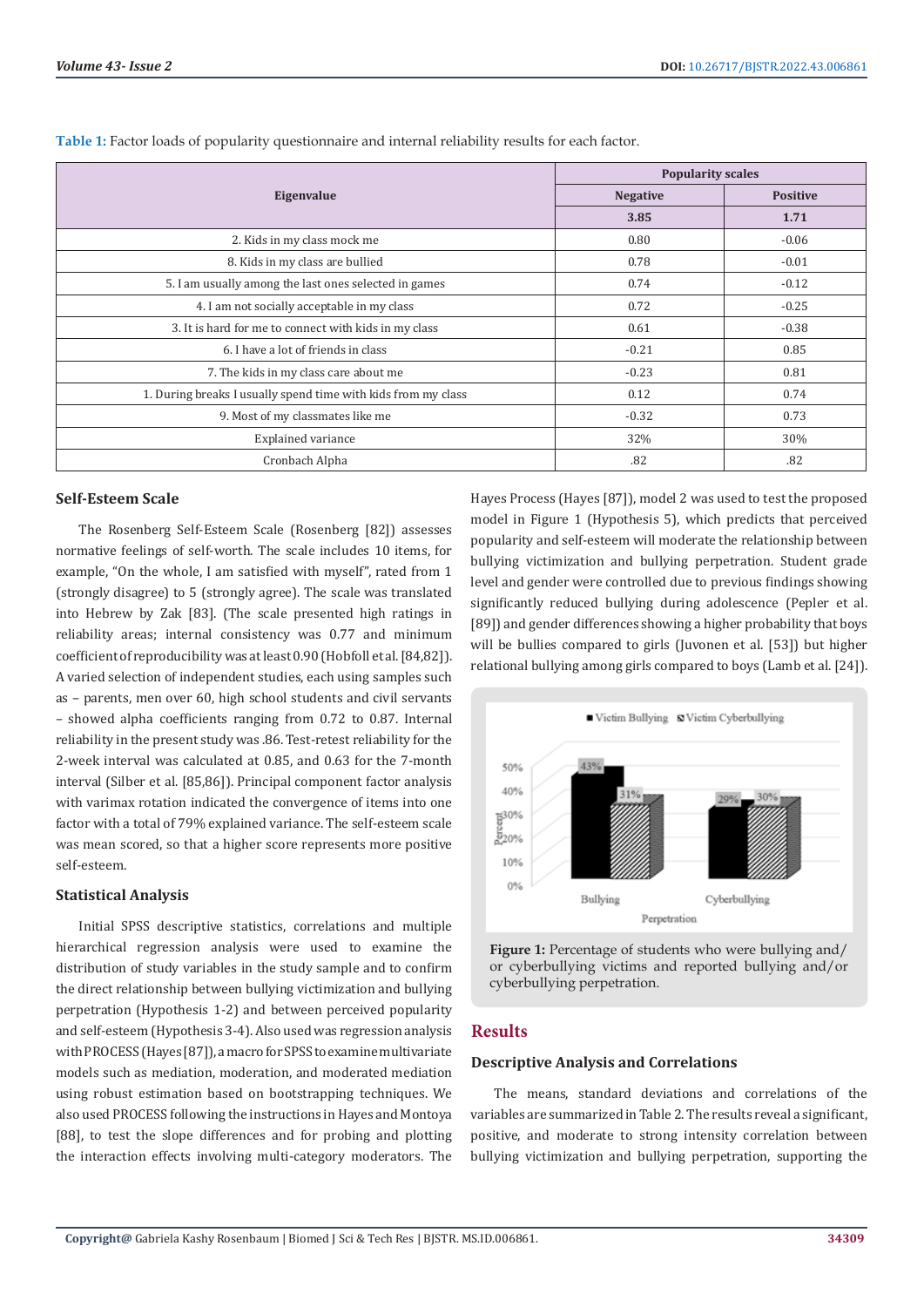**Table 1:** Factor loads of popularity questionnaire and internal reliability results for each factor.

| Eigenvalue | Popularity scales | |
|---|---|---|
| | Negative | Positive |
| | 3.85 | 1.71 |
| 2. Kids in my class mock me | 0.80 | -0.06 |
| 8. Kids in my class are bullied | 0.78 | -0.01 |
| 5. I am usually among the last ones selected in games | 0.74 | -0.12 |
| 4. I am not socially acceptable in my class | 0.72 | -0.25 |
| 3. It is hard for me to connect with kids in my class | 0.61 | -0.38 |
| 6. I have a lot of friends in class | -0.21 | 0.85 |
| 7. The kids in my class care about me | -0.23 | 0.81 |
| 1. During breaks I usually spend time with kids from my class | 0.12 | 0.74 |
| 9. Most of my classmates like me | -0.32 | 0.73 |
| Explained variance | 32% | 30% |
| Cronbach Alpha | .82 | .82 |

### Self-Esteem Scale

The Rosenberg Self-Esteem Scale (Rosenberg [82]) assesses normative feelings of self-worth. The scale includes 10 items, for example, "On the whole, I am satisfied with myself", rated from 1 (strongly disagree) to 5 (strongly agree). The scale was translated into Hebrew by Zak [83]. (The scale presented high ratings in reliability areas; internal consistency was 0.77 and minimum coefficient of reproducibility was at least 0.90 (Hobfoll et al. [84,82]). A varied selection of independent studies, each using samples such as – parents, men over 60, high school students and civil servants – showed alpha coefficients ranging from 0.72 to 0.87. Internal reliability in the present study was .86. Test-retest reliability for the 2-week interval was calculated at 0.85, and 0.63 for the 7-month interval (Silber et al. [85,86]). Principal component factor analysis with varimax rotation indicated the convergence of items into one factor with a total of 79% explained variance. The self-esteem scale was mean scored, so that a higher score represents more positive self-esteem.

### Statistical Analysis

Initial SPSS descriptive statistics, correlations and multiple hierarchical regression analysis were used to examine the distribution of study variables in the study sample and to confirm the direct relationship between bullying victimization and bullying perpetration (Hypothesis 1-2) and between perceived popularity and self-esteem (Hypothesis 3-4). Also used was regression analysis with PROCESS (Hayes [87]), a macro for SPSS to examine multivariate models such as mediation, moderation, and moderated mediation using robust estimation based on bootstrapping techniques. We also used PROCESS following the instructions in Hayes and Montoya [88], to test the slope differences and for probing and plotting the interaction effects involving multi-category moderators. The Hayes Process (Hayes [87]), model 2 was used to test the proposed model in Figure 1 (Hypothesis 5), which predicts that perceived popularity and self-esteem will moderate the relationship between bullying victimization and bullying perpetration. Student grade level and gender were controlled due to previous findings showing significantly reduced bullying during adolescence (Pepler et al. [89]) and gender differences showing a higher probability that boys will be bullies compared to girls (Juvonen et al. [53]) but higher relational bullying among girls compared to boys (Lamb et al. [24]).

**Figure 1:** Percentage of students who were bullying and/or cyberbullying victims and reported bullying and/or cyberbullying perpetration.

## Results

### Descriptive Analysis and Correlations

The means, standard deviations and correlations of the variables are summarized in Table 2. The results reveal a significant, positive, and moderate to strong intensity correlation between bullying victimization and bullying perpetration, supporting the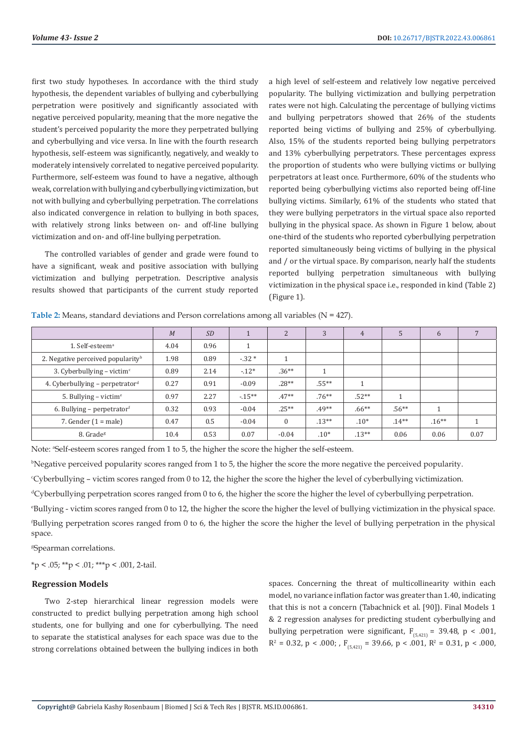first two study hypotheses. In accordance with the third study hypothesis, the dependent variables of bullying and cyberbullying perpetration were positively and significantly associated with negative perceived popularity, meaning that the more negative the student's perceived popularity the more they perpetrated bullying and cyberbullying and vice versa. In line with the fourth research hypothesis, self-esteem was significantly, negatively, and weakly to moderately intensively correlated to negative perceived popularity. Furthermore, self-esteem was found to have a negative, although weak, correlation with bullying and cyberbullying victimization, but not with bullying and cyberbullying perpetration. The correlations also indicated convergence in relation to bullying in both spaces, with relatively strong links between on- and off-line bullying victimization and on- and off-line bullying perpetration.

The controlled variables of gender and grade were found to have a significant, weak and positive association with bullying victimization and bullying perpetration. Descriptive analysis results showed that participants of the current study reported a high level of self-esteem and relatively low negative perceived popularity. The bullying victimization and bullying perpetration rates were not high. Calculating the percentage of bullying victims and bullying perpetrators showed that 26% of the students reported being victims of bullying and 25% of cyberbullying. Also, 15% of the students reported being bullying perpetrators and 13% cyberbullying perpetrators. These percentages express the proportion of students who were bullying victims or bullying perpetrators at least once. Furthermore, 60% of the students who reported being cyberbullying victims also reported being off-line bullying victims. Similarly, 61% of the students who stated that they were bullying perpetrators in the virtual space also reported bullying in the physical space. As shown in Figure 1 below, about one-third of the students who reported cyberbullying perpetration reported simultaneously being victims of bullying in the physical and / or the virtual space. By comparison, nearly half the students reported bullying perpetration simultaneous with bullying victimization in the physical space i.e., responded in kind (Table 2) (Figure 1).

**Table 2:** Means, standard deviations and Person correlations among all variables (N = 427).

| | *M* | *SD* | 1 | 2 | 3 | 4 | 5 | 6 | 7 |
|---|---|---|---|---|---|---|---|---|---|
| 1. Self-esteem[a] | 4.04 | 0.96 | 1 | | | | | | |
| 2. Negative perceived popularity[b] | 1.98 | 0.89 | -.32 * | 1 | | | | | |
| 3. Cyberbullying – victim[c] | 0.89 | 2.14 | -.12* | .36** | 1 | | | | |
| 4. Cyberbullying – perpetrator[d] | 0.27 | 0.91 | -0.09 | .28** | .55** | 1 | | | |
| 5. Bullying – victim[e] | 0.97 | 2.27 | -.15** | .47** | .76** | .52** | 1 | | |
| 6. Bullying – perpetrator[f] | 0.32 | 0.93 | -0.04 | .25** | .49** | .66** | .56** | 1 | |
| 7. Gender (1 = male) | 0.47 | 0.5 | -0.04 | 0 | .13** | .10* | .14** | .16** | 1 |
| 8. Grade[g] | 10.4 | 0.53 | 0.07 | -0.04 | .10* | .13** | 0.06 | 0.06 | 0.07 |

Note: [a]Self-esteem scores ranged from 1 to 5, the higher the score the higher the self-esteem.

[b]Negative perceived popularity scores ranged from 1 to 5, the higher the score the more negative the perceived popularity.

[c]Cyberbullying – victim scores ranged from 0 to 12, the higher the score the higher the level of cyberbullying victimization.

[d]Cyberbullying perpetration scores ranged from 0 to 6, the higher the score the higher the level of cyberbullying perpetration.

[e]Bullying - victim scores ranged from 0 to 12, the higher the score the higher the level of bullying victimization in the physical space.

[f]Bullying perpetration scores ranged from 0 to 6, the higher the score the higher the level of bullying perpetration in the physical space.

[g]Spearman correlations.

*p < .05; **p < .01; ***p < .001, 2-tail.

## Regression Models

Two 2-step hierarchical linear regression models were constructed to predict bullying perpetration among high school students, one for bullying and one for cyberbullying. The need to separate the statistical analyses for each space was due to the strong correlations obtained between the bullying indices in both spaces. Concerning the threat of multicollinearity within each model, no variance inflation factor was greater than 1.40, indicating that this is not a concern (Tabachnick et al. [90]). Final Models 1 & 2 regression analyses for predicting student cyberbullying and bullying perpetration were significant, $F_{(5,421)} = 39.48$, $p < .001$, $R^2 = 0.32$, $p < .000$; , $F_{(5,421)} = 39.66$, $p < .001$, $R^2 = 0.31$, $p < .000$,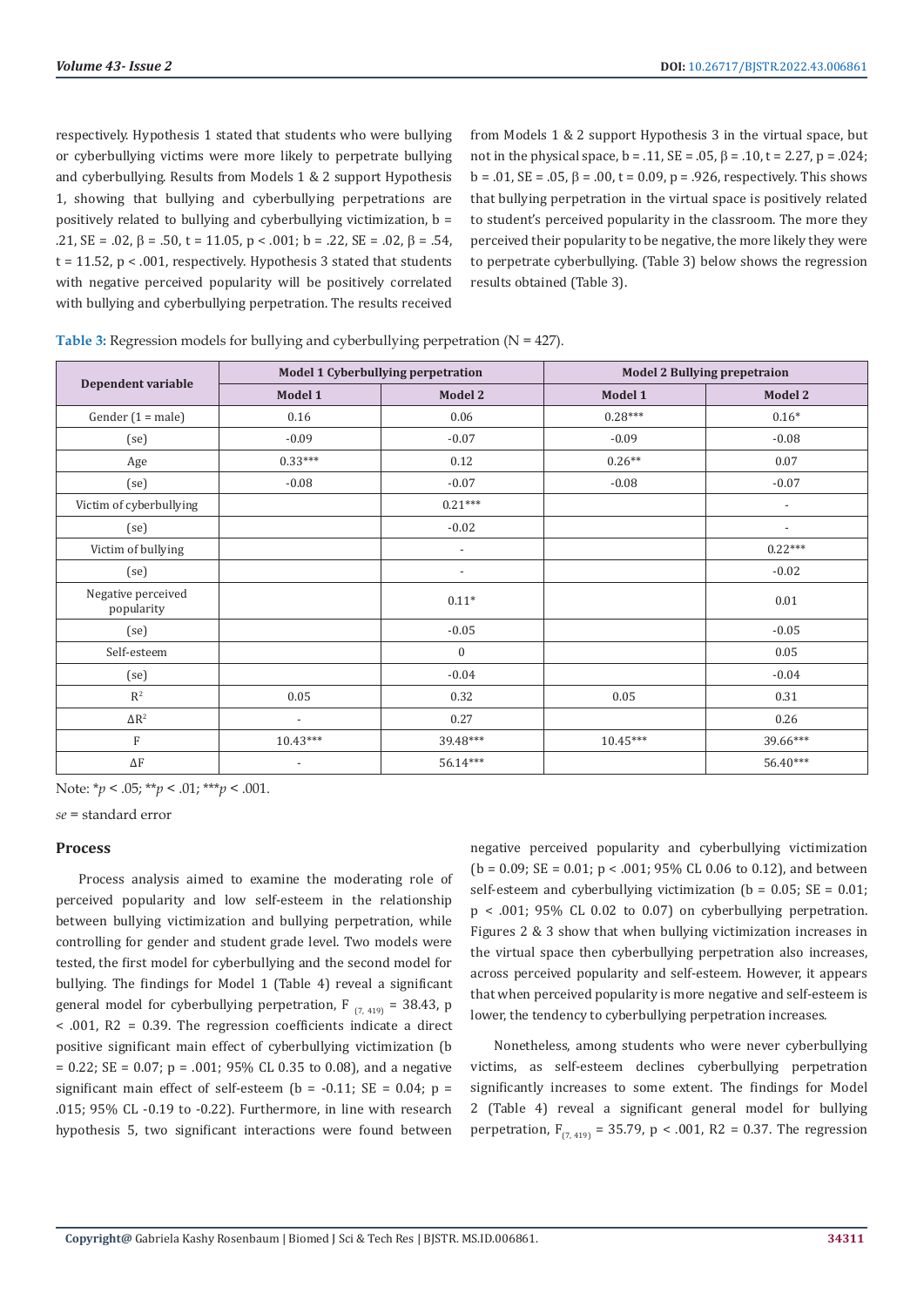respectively. Hypothesis 1 stated that students who were bullying or cyberbullying victims were more likely to perpetrate bullying and cyberbullying. Results from Models 1 & 2 support Hypothesis 1, showing that bullying and cyberbullying perpetrations are positively related to bullying and cyberbullying victimization, b = .21, SE = .02, β = .50, t = 11.05, p < .001; b = .22, SE = .02, β = .54, t = 11.52, p < .001, respectively. Hypothesis 3 stated that students with negative perceived popularity will be positively correlated with bullying and cyberbullying perpetration. The results received from Models 1 & 2 support Hypothesis 3 in the virtual space, but not in the physical space, b = .11, SE = .05, β = .10, t = 2.27, p = .024; b = .01, SE = .05, β = .00, t = 0.09, p = .926, respectively. This shows that bullying perpetration in the virtual space is positively related to student's perceived popularity in the classroom. The more they perceived their popularity to be negative, the more likely they were to perpetrate cyberbullying. (Table 3) below shows the regression results obtained (Table 3).

**Table 3:** Regression models for bullying and cyberbullying perpetration (N = 427).

| Dependent variable | Model 1 Cyberbullying perpetration | | Model 2 Bullying prepetraion | |
|---|---|---|---|---|
| | Model 1 | Model 2 | Model 1 | Model 2 |
| Gender (1 = male) | 0.16 | 0.06 | 0.28*** | 0.16* |
| (se) | -0.09 | -0.07 | -0.09 | -0.08 |
| Age | 0.33*** | 0.12 | 0.26** | 0.07 |
| (se) | -0.08 | -0.07 | -0.08 | -0.07 |
| Victim of cyberbullying | | 0.21*** | | - |
| (se) | | -0.02 | | - |
| Victim of bullying | | - | | 0.22*** |
| (se) | | - | | -0.02 |
| Negative perceived popularity | | 0.11* | | 0.01 |
| (se) | | -0.05 | | -0.05 |
| Self-esteem | | 0 | | 0.05 |
| (se) | | -0.04 | | -0.04 |
| $R^2$ | 0.05 | 0.32 | 0.05 | 0.31 |
| $\Delta R^2$ | - | 0.27 | | 0.26 |
| F | 10.43*** | 39.48*** | 10.45*** | 39.66*** |
| ΔF | - | 56.14*** | | 56.40*** |

Note: *p < .05; **p < .01; ***p < .001.

*se* = standard error

## Process

Process analysis aimed to examine the moderating role of perceived popularity and low self-esteem in the relationship between bullying victimization and bullying perpetration, while controlling for gender and student grade level. Two models were tested, the first model for cyberbullying and the second model for bullying. The findings for Model 1 (Table 4) reveal a significant general model for cyberbullying perpetration, $F_{(7, 419)} = 38.43$, p < .001, R2 = 0.39. The regression coefficients indicate a direct positive significant main effect of cyberbullying victimization (b = 0.22; SE = 0.07; p = .001; 95% CL 0.35 to 0.08), and a negative significant main effect of self-esteem (b = -0.11; SE = 0.04; p = .015; 95% CL -0.19 to -0.22). Furthermore, in line with research hypothesis 5, two significant interactions were found between negative perceived popularity and cyberbullying victimization (b = 0.09; SE = 0.01; p < .001; 95% CL 0.06 to 0.12), and between self-esteem and cyberbullying victimization (b = 0.05; SE = 0.01; p < .001; 95% CL 0.02 to 0.07) on cyberbullying perpetration. Figures 2 & 3 show that when bullying victimization increases in the virtual space then cyberbullying perpetration also increases, across perceived popularity and self-esteem. However, it appears that when perceived popularity is more negative and self-esteem is lower, the tendency to cyberbullying perpetration increases.

Nonetheless, among students who were never cyberbullying victims, as self-esteem declines cyberbullying perpetration significantly increases to some extent. The findings for Model 2 (Table 4) reveal a significant general model for bullying perpetration, $F_{(7, 419)} = 35.79$, p < .001, R2 = 0.37. The regression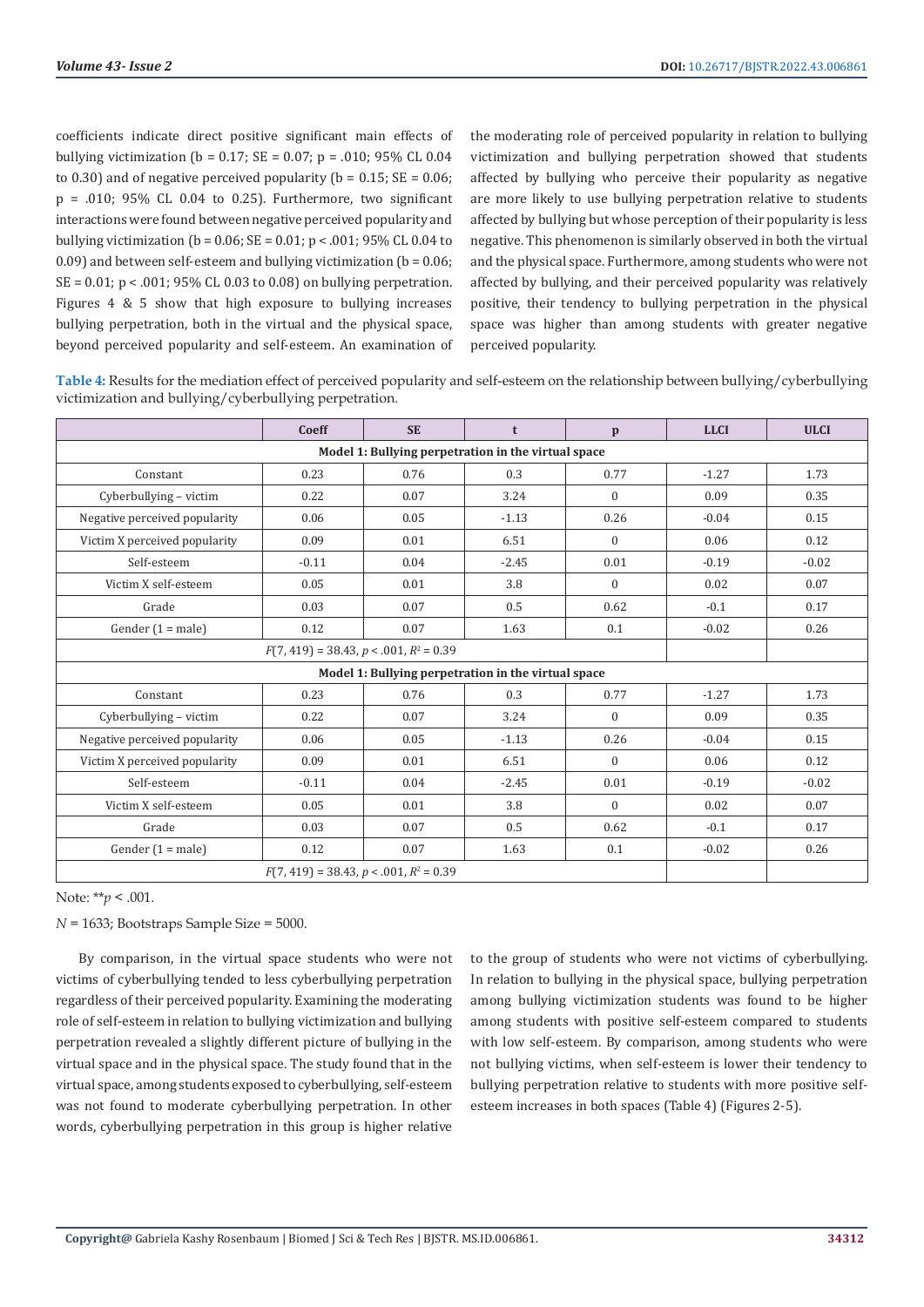coefficients indicate direct positive significant main effects of bullying victimization (b = 0.17; SE = 0.07; p = .010; 95% CL 0.04 to 0.30) and of negative perceived popularity (b = 0.15; SE = 0.06; p = .010; 95% CL 0.04 to 0.25). Furthermore, two significant interactions were found between negative perceived popularity and bullying victimization (b = 0.06; SE = 0.01; p < .001; 95% CL 0.04 to 0.09) and between self-esteem and bullying victimization (b = 0.06; SE = 0.01; p < .001; 95% CL 0.03 to 0.08) on bullying perpetration. Figures 4 & 5 show that high exposure to bullying increases bullying perpetration, both in the virtual and the physical space, beyond perceived popularity and self-esteem. An examination of the moderating role of perceived popularity in relation to bullying victimization and bullying perpetration showed that students affected by bullying who perceive their popularity as negative are more likely to use bullying perpetration relative to students affected by bullying but whose perception of their popularity is less negative. This phenomenon is similarly observed in both the virtual and the physical space. Furthermore, among students who were not affected by bullying, and their perceived popularity was relatively positive, their tendency to bullying perpetration in the physical space was higher than among students with greater negative perceived popularity.

**Table 4:** Results for the mediation effect of perceived popularity and self-esteem on the relationship between bullying/cyberbullying victimization and bullying/cyberbullying perpetration.

| | Coeff | SE | t | p | LLCI | ULCI |
|---|---|---|---|---|---|---|
| **Model 1: Bullying perpetration in the virtual space** | | | | | | |
| Constant | 0.23 | 0.76 | 0.3 | 0.77 | -1.27 | 1.73 |
| Cyberbullying – victim | 0.22 | 0.07 | 3.24 | 0 | 0.09 | 0.35 |
| Negative perceived popularity | 0.06 | 0.05 | -1.13 | 0.26 | -0.04 | 0.15 |
| Victim X perceived popularity | 0.09 | 0.01 | 6.51 | 0 | 0.06 | 0.12 |
| Self-esteem | -0.11 | 0.04 | -2.45 | 0.01 | -0.19 | -0.02 |
| Victim X self-esteem | 0.05 | 0.01 | 3.8 | 0 | 0.02 | 0.07 |
| Grade | 0.03 | 0.07 | 0.5 | 0.62 | -0.1 | 0.17 |
| Gender (1 = male) | 0.12 | 0.07 | 1.63 | 0.1 | -0.02 | 0.26 |
| $F(7, 419) = 38.43$, $p < .001$, $R^2 = 0.39$ | | | | | | |
| **Model 1: Bullying perpetration in the virtual space** | | | | | | |
| Constant | 0.23 | 0.76 | 0.3 | 0.77 | -1.27 | 1.73 |
| Cyberbullying – victim | 0.22 | 0.07 | 3.24 | 0 | 0.09 | 0.35 |
| Negative perceived popularity | 0.06 | 0.05 | -1.13 | 0.26 | -0.04 | 0.15 |
| Victim X perceived popularity | 0.09 | 0.01 | 6.51 | 0 | 0.06 | 0.12 |
| Self-esteem | -0.11 | 0.04 | -2.45 | 0.01 | -0.19 | -0.02 |
| Victim X self-esteem | 0.05 | 0.01 | 3.8 | 0 | 0.02 | 0.07 |
| Grade | 0.03 | 0.07 | 0.5 | 0.62 | -0.1 | 0.17 |
| Gender (1 = male) | 0.12 | 0.07 | 1.63 | 0.1 | -0.02 | 0.26 |
| $F(7, 419) = 38.43$, $p < .001$, $R^2 = 0.39$ | | | | | | |

Note: $^{**}p < .001$.

$N = 1633$; Bootstraps Sample Size = 5000.

By comparison, in the virtual space students who were not victims of cyberbullying tended to less cyberbullying perpetration regardless of their perceived popularity. Examining the moderating role of self-esteem in relation to bullying victimization and bullying perpetration revealed a slightly different picture of bullying in the virtual space and in the physical space. The study found that in the virtual space, among students exposed to cyberbullying, self-esteem was not found to moderate cyberbullying perpetration. In other words, cyberbullying perpetration in this group is higher relative to the group of students who were not victims of cyberbullying. In relation to bullying in the physical space, bullying perpetration among bullying victimization students was found to be higher among students with positive self-esteem compared to students with low self-esteem. By comparison, among students who were not bullying victims, when self-esteem is lower their tendency to bullying perpetration relative to students with more positive self-esteem increases in both spaces (Table 4) (Figures 2-5).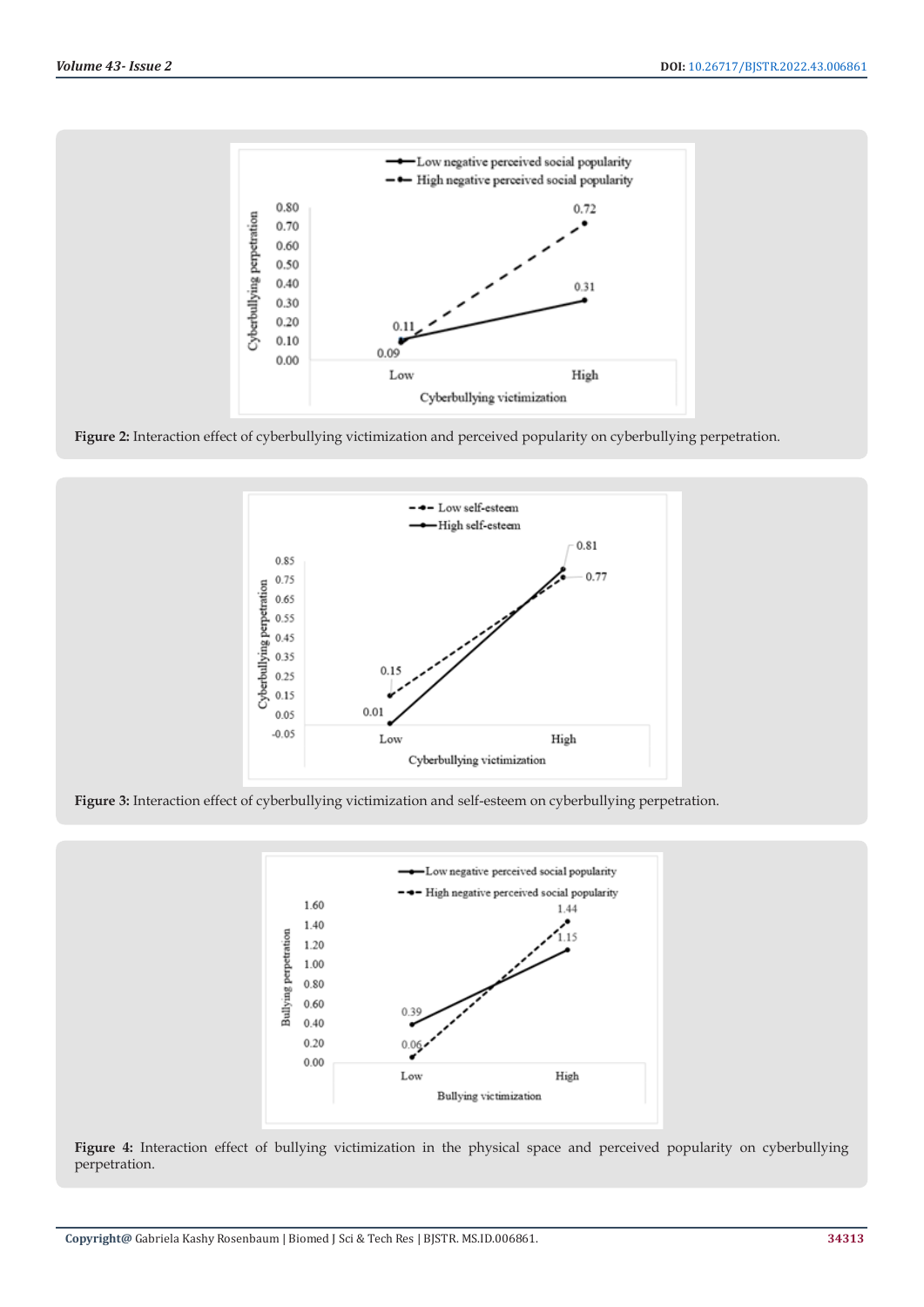Figure 2: Interaction effect of cyberbullying victimization and perceived popularity on cyberbullying perpetration.

Figure 3: Interaction effect of cyberbullying victimization and self-esteem on cyberbullying perpetration.

Figure 4: Interaction effect of bullying victimization in the physical space and perceived popularity on cyberbullying perpetration.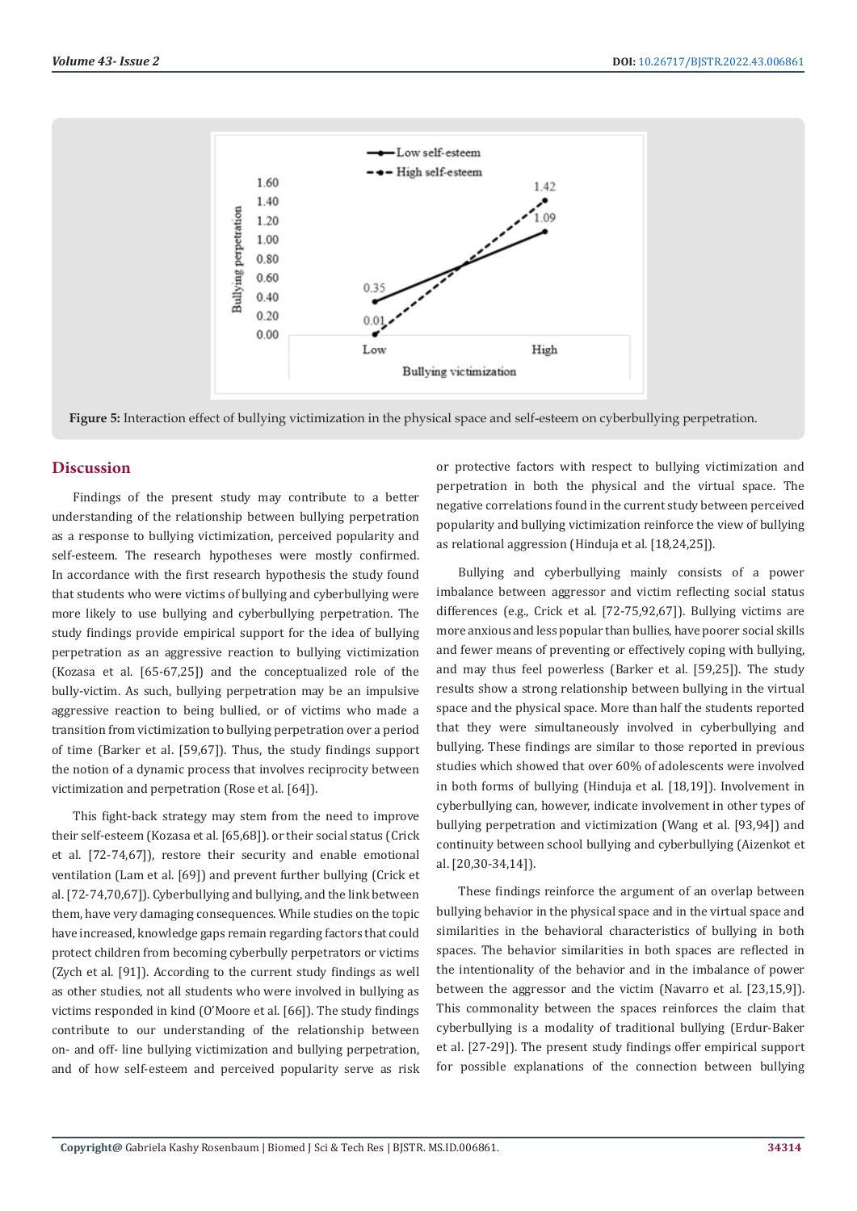**Figure 5:** Interaction effect of bullying victimization in the physical space and self-esteem on cyberbullying perpetration.

## Discussion

Findings of the present study may contribute to a better understanding of the relationship between bullying perpetration as a response to bullying victimization, perceived popularity and self-esteem. The research hypotheses were mostly confirmed. In accordance with the first research hypothesis the study found that students who were victims of bullying and cyberbullying were more likely to use bullying and cyberbullying perpetration. The study findings provide empirical support for the idea of bullying perpetration as an aggressive reaction to bullying victimization (Kozasa et al. [65-67,25]) and the conceptualized role of the bully-victim. As such, bullying perpetration may be an impulsive aggressive reaction to being bullied, or of victims who made a transition from victimization to bullying perpetration over a period of time (Barker et al. [59,67]). Thus, the study findings support the notion of a dynamic process that involves reciprocity between victimization and perpetration (Rose et al. [64]).

This fight-back strategy may stem from the need to improve their self-esteem (Kozasa et al. [65,68]). or their social status (Crick et al. [72-74,67]), restore their security and enable emotional ventilation (Lam et al. [69]) and prevent further bullying (Crick et al. [72-74,70,67]). Cyberbullying and bullying, and the link between them, have very damaging consequences. While studies on the topic have increased, knowledge gaps remain regarding factors that could protect children from becoming cyberbully perpetrators or victims (Zych et al. [91]). According to the current study findings as well as other studies, not all students who were involved in bullying as victims responded in kind (O'Moore et al. [66]). The study findings contribute to our understanding of the relationship between on- and off- line bullying victimization and bullying perpetration, and of how self-esteem and perceived popularity serve as risk or protective factors with respect to bullying victimization and perpetration in both the physical and the virtual space. The negative correlations found in the current study between perceived popularity and bullying victimization reinforce the view of bullying as relational aggression (Hinduja et al. [18,24,25]).

Bullying and cyberbullying mainly consists of a power imbalance between aggressor and victim reflecting social status differences (e.g., Crick et al. [72-75,92,67]). Bullying victims are more anxious and less popular than bullies, have poorer social skills and fewer means of preventing or effectively coping with bullying, and may thus feel powerless (Barker et al. [59,25]). The study results show a strong relationship between bullying in the virtual space and the physical space. More than half the students reported that they were simultaneously involved in cyberbullying and bullying. These findings are similar to those reported in previous studies which showed that over 60% of adolescents were involved in both forms of bullying (Hinduja et al. [18,19]). Involvement in cyberbullying can, however, indicate involvement in other types of bullying perpetration and victimization (Wang et al. [93,94]) and continuity between school bullying and cyberbullying (Aizenkot et al. [20,30-34,14]).

These findings reinforce the argument of an overlap between bullying behavior in the physical space and in the virtual space and similarities in the behavioral characteristics of bullying in both spaces. The behavior similarities in both spaces are reflected in the intentionality of the behavior and in the imbalance of power between the aggressor and the victim (Navarro et al. [23,15,9]). This commonality between the spaces reinforces the claim that cyberbullying is a modality of traditional bullying (Erdur-Baker et al. [27-29]). The present study findings offer empirical support for possible explanations of the connection between bullying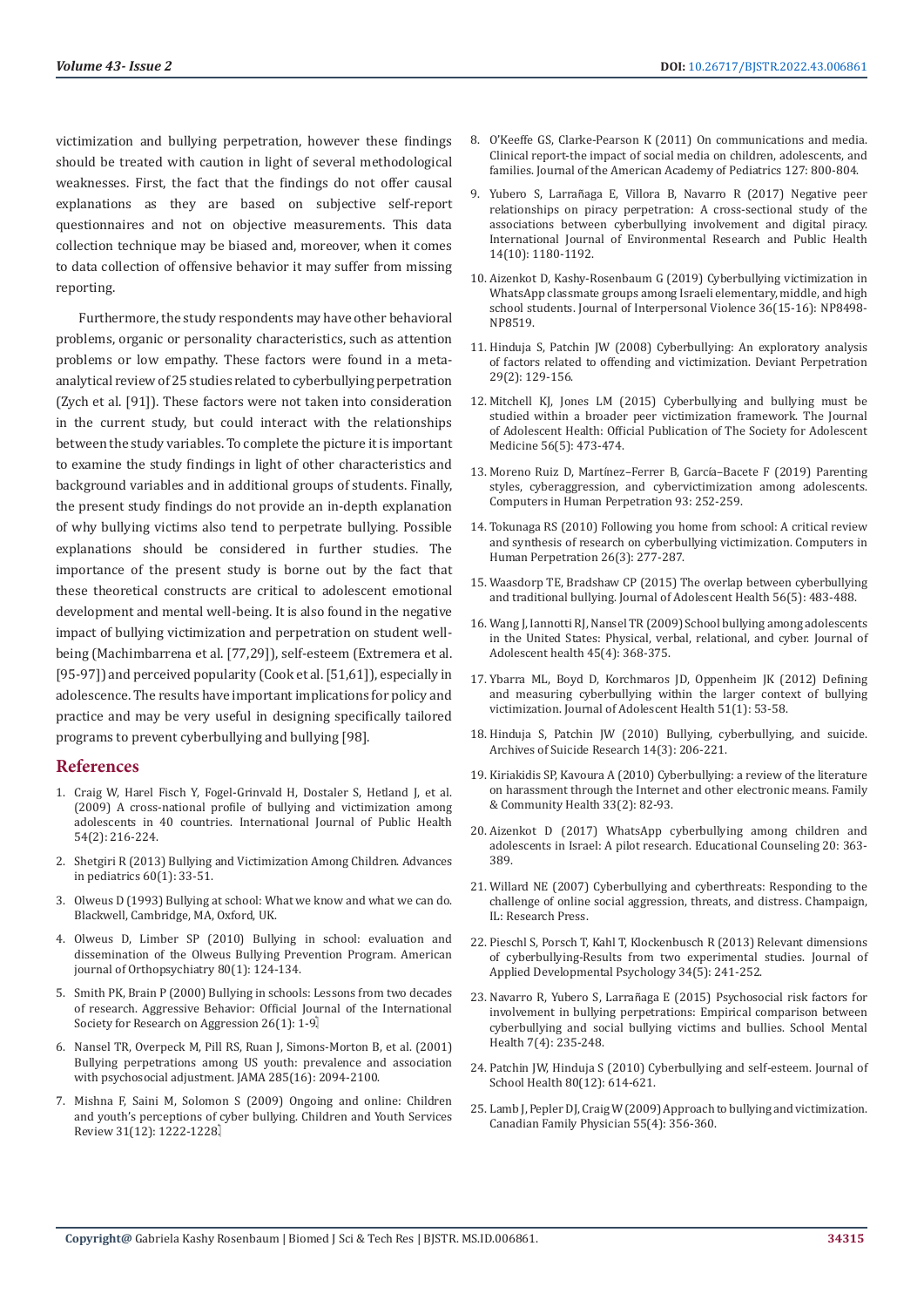victimization and bullying perpetration, however these findings should be treated with caution in light of several methodological weaknesses. First, the fact that the findings do not offer causal explanations as they are based on subjective self-report questionnaires and not on objective measurements. This data collection technique may be biased and, moreover, when it comes to data collection of offensive behavior it may suffer from missing reporting.

Furthermore, the study respondents may have other behavioral problems, organic or personality characteristics, such as attention problems or low empathy. These factors were found in a meta-analytical review of 25 studies related to cyberbullying perpetration (Zych et al. [91]). These factors were not taken into consideration in the current study, but could interact with the relationships between the study variables. To complete the picture it is important to examine the study findings in light of other characteristics and background variables and in additional groups of students. Finally, the present study findings do not provide an in-depth explanation of why bullying victims also tend to perpetrate bullying. Possible explanations should be considered in further studies. The importance of the present study is borne out by the fact that these theoretical constructs are critical to adolescent emotional development and mental well-being. It is also found in the negative impact of bullying victimization and perpetration on student well-being (Machimbarrena et al. [77,29]), self-esteem (Extremera et al. [95-97]) and perceived popularity (Cook et al. [51,61]), especially in adolescence. The results have important implications for policy and practice and may be very useful in designing specifically tailored programs to prevent cyberbullying and bullying [98].

## References

1. Craig W, Harel Fisch Y, Fogel-Grinvald H, Dostaler S, Hetland J, et al. (2009) A cross-national profile of bullying and victimization among adolescents in 40 countries. International Journal of Public Health 54(2): 216-224.
2. Shetgiri R (2013) Bullying and Victimization Among Children. Advances in pediatrics 60(1): 33-51.
3. Olweus D (1993) Bullying at school: What we know and what we can do. Blackwell, Cambridge, MA, Oxford, UK.
4. Olweus D, Limber SP (2010) Bullying in school: evaluation and dissemination of the Olweus Bullying Prevention Program. American journal of Orthopsychiatry 80(1): 124-134.
5. Smith PK, Brain P (2000) Bullying in schools: Lessons from two decades of research. Aggressive Behavior: Official Journal of the International Society for Research on Aggression 26(1): 1-9.
6. Nansel TR, Overpeck M, Pill RS, Ruan J, Simons-Morton B, et al. (2001) Bullying perpetrations among US youth: prevalence and association with psychosocial adjustment. JAMA 285(16): 2094-2100.
7. Mishna F, Saini M, Solomon S (2009) Ongoing and online: Children and youth's perceptions of cyber bullying. Children and Youth Services Review 31(12): 1222-1228.
8. O'Keeffe GS, Clarke-Pearson K (2011) On communications and media. Clinical report-the impact of social media on children, adolescents, and families. Journal of the American Academy of Pediatrics 127: 800-804.
9. Yubero S, Larrañaga E, Villora B, Navarro R (2017) Negative peer relationships on piracy perpetration: A cross-sectional study of the associations between cyberbullying involvement and digital piracy. International Journal of Environmental Research and Public Health 14(10): 1180-1192.
10. Aizenkot D, Kashy-Rosenbaum G (2019) Cyberbullying victimization in WhatsApp classmate groups among Israeli elementary, middle, and high school students. Journal of Interpersonal Violence 36(15-16): NP8498-NP8519.
11. Hinduja S, Patchin JW (2008) Cyberbullying: An exploratory analysis of factors related to offending and victimization. Deviant Perpetration 29(2): 129-156.
12. Mitchell KJ, Jones LM (2015) Cyberbullying and bullying must be studied within a broader peer victimization framework. The Journal of Adolescent Health: Official Publication of The Society for Adolescent Medicine 56(5): 473-474.
13. Moreno Ruiz D, Martínez–Ferrer B, García–Bacete F (2019) Parenting styles, cyberaggression, and cybervictimization among adolescents. Computers in Human Perpetration 93: 252-259.
14. Tokunaga RS (2010) Following you home from school: A critical review and synthesis of research on cyberbullying victimization. Computers in Human Perpetration 26(3): 277-287.
15. Waasdorp TE, Bradshaw CP (2015) The overlap between cyberbullying and traditional bullying. Journal of Adolescent Health 56(5): 483-488.
16. Wang J, Iannotti RJ, Nansel TR (2009) School bullying among adolescents in the United States: Physical, verbal, relational, and cyber. Journal of Adolescent health 45(4): 368-375.
17. Ybarra ML, Boyd D, Korchmaros JD, Oppenheim JK (2012) Defining and measuring cyberbullying within the larger context of bullying victimization. Journal of Adolescent Health 51(1): 53-58.
18. Hinduja S, Patchin JW (2010) Bullying, cyberbullying, and suicide. Archives of Suicide Research 14(3): 206-221.
19. Kiriakidis SP, Kavoura A (2010) Cyberbullying: a review of the literature on harassment through the Internet and other electronic means. Family & Community Health 33(2): 82-93.
20. Aizenkot D (2017) WhatsApp cyberbullying among children and adolescents in Israel: A pilot research. Educational Counseling 20: 363-389.
21. Willard NE (2007) Cyberbullying and cyberthreats: Responding to the challenge of online social aggression, threats, and distress. Champaign, IL: Research Press.
22. Pieschl S, Porsch T, Kahl T, Klockenbusch R (2013) Relevant dimensions of cyberbullying-Results from two experimental studies. Journal of Applied Developmental Psychology 34(5): 241-252.
23. Navarro R, Yubero S, Larrañaga E (2015) Psychosocial risk factors for involvement in bullying perpetrations: Empirical comparison between cyberbullying and social bullying victims and bullies. School Mental Health 7(4): 235-248.
24. Patchin JW, Hinduja S (2010) Cyberbullying and self-esteem. Journal of School Health 80(12): 614-621.
25. Lamb J, Pepler DJ, Craig W (2009) Approach to bullying and victimization. Canadian Family Physician 55(4): 356-360.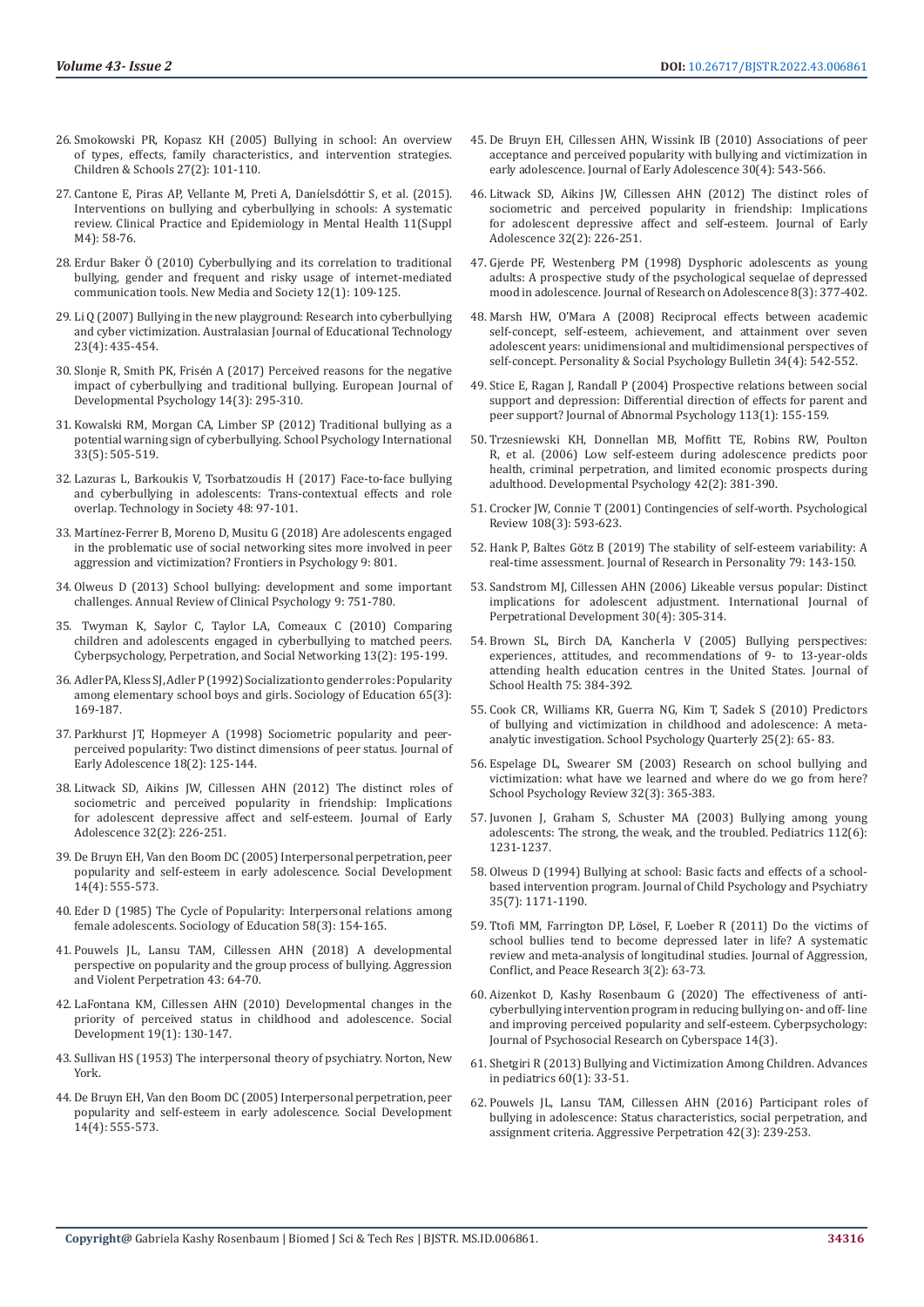26. Smokowski PR, Kopasz KH (2005) Bullying in school: An overview of types, effects, family characteristics, and intervention strategies. Children & Schools 27(2): 101-110.
27. Cantone E, Piras AP, Vellante M, Preti A, Daníelsdóttir S, et al. (2015). Interventions on bullying and cyberbullying in schools: A systematic review. Clinical Practice and Epidemiology in Mental Health 11(Suppl M4): 58-76.
28. Erdur Baker Ö (2010) Cyberbullying and its correlation to traditional bullying, gender and frequent and risky usage of internet-mediated communication tools. New Media and Society 12(1): 109-125.
29. Li Q (2007) Bullying in the new playground: Research into cyberbullying and cyber victimization. Australasian Journal of Educational Technology 23(4): 435-454.
30. Slonje R, Smith PK, Frisén A (2017) Perceived reasons for the negative impact of cyberbullying and traditional bullying. European Journal of Developmental Psychology 14(3): 295-310.
31. Kowalski RM, Morgan CA, Limber SP (2012) Traditional bullying as a potential warning sign of cyberbullying. School Psychology International 33(5): 505-519.
32. Lazuras L, Barkoukis V, Tsorbatzoudis H (2017) Face-to-face bullying and cyberbullying in adolescents: Trans-contextual effects and role overlap. Technology in Society 48: 97-101.
33. Martínez-Ferrer B, Moreno D, Musitu G (2018) Are adolescents engaged in the problematic use of social networking sites more involved in peer aggression and victimization? Frontiers in Psychology 9: 801.
34. Olweus D (2013) School bullying: development and some important challenges. Annual Review of Clinical Psychology 9: 751-780.
35. Twyman K, Saylor C, Taylor LA, Comeaux C (2010) Comparing children and adolescents engaged in cyberbullying to matched peers. Cyberpsychology, Perpetration, and Social Networking 13(2): 195-199.
36. Adler PA, Kless SJ, Adler P (1992) Socialization to gender roles: Popularity among elementary school boys and girls. Sociology of Education 65(3): 169-187.
37. Parkhurst JT, Hopmeyer A (1998) Sociometric popularity and peer-perceived popularity: Two distinct dimensions of peer status. Journal of Early Adolescence 18(2): 125-144.
38. Litwack SD, Aikins JW, Cillessen AHN (2012) The distinct roles of sociometric and perceived popularity in friendship: Implications for adolescent depressive affect and self-esteem. Journal of Early Adolescence 32(2): 226-251.
39. De Bruyn EH, Van den Boom DC (2005) Interpersonal perpetration, peer popularity and self-esteem in early adolescence. Social Development 14(4): 555-573.
40. Eder D (1985) The Cycle of Popularity: Interpersonal relations among female adolescents. Sociology of Education 58(3): 154-165.
41. Pouwels JL, Lansu TAM, Cillessen AHN (2018) A developmental perspective on popularity and the group process of bullying. Aggression and Violent Perpetration 43: 64-70.
42. LaFontana KM, Cillessen AHN (2010) Developmental changes in the priority of perceived status in childhood and adolescence. Social Development 19(1): 130-147.
43. Sullivan HS (1953) The interpersonal theory of psychiatry. Norton, New York.
44. De Bruyn EH, Van den Boom DC (2005) Interpersonal perpetration, peer popularity and self-esteem in early adolescence. Social Development 14(4): 555-573.
45. De Bruyn EH, Cillessen AHN, Wissink IB (2010) Associations of peer acceptance and perceived popularity with bullying and victimization in early adolescence. Journal of Early Adolescence 30(4): 543-566.
46. Litwack SD, Aikins JW, Cillessen AHN (2012) The distinct roles of sociometric and perceived popularity in friendship: Implications for adolescent depressive affect and self-esteem. Journal of Early Adolescence 32(2): 226-251.
47. Gjerde PF, Westenberg PM (1998) Dysphoric adolescents as young adults: A prospective study of the psychological sequelae of depressed mood in adolescence. Journal of Research on Adolescence 8(3): 377-402.
48. Marsh HW, O'Mara A (2008) Reciprocal effects between academic self-concept, self-esteem, achievement, and attainment over seven adolescent years: unidimensional and multidimensional perspectives of self-concept. Personality & Social Psychology Bulletin 34(4): 542-552.
49. Stice E, Ragan J, Randall P (2004) Prospective relations between social support and depression: Differential direction of effects for parent and peer support? Journal of Abnormal Psychology 113(1): 155-159.
50. Trzesniewski KH, Donnellan MB, Moffitt TE, Robins RW, Poulton R, et al. (2006) Low self-esteem during adolescence predicts poor health, criminal perpetration, and limited economic prospects during adulthood. Developmental Psychology 42(2): 381-390.
51. Crocker JW, Connie T (2001) Contingencies of self-worth. Psychological Review 108(3): 593-623.
52. Hank P, Baltes Götz B (2019) The stability of self-esteem variability: A real-time assessment. Journal of Research in Personality 79: 143-150.
53. Sandstrom MJ, Cillessen AHN (2006) Likeable versus popular: Distinct implications for adolescent adjustment. International Journal of Perpetrational Development 30(4): 305-314.
54. Brown SL, Birch DA, Kancherla V (2005) Bullying perspectives: experiences, attitudes, and recommendations of 9- to 13-year-olds attending health education centres in the United States. Journal of School Health 75: 384-392.
55. Cook CR, Williams KR, Guerra NG, Kim T, Sadek S (2010) Predictors of bullying and victimization in childhood and adolescence: A meta-analytic investigation. School Psychology Quarterly 25(2): 65- 83.
56. Espelage DL, Swearer SM (2003) Research on school bullying and victimization: what have we learned and where do we go from here? School Psychology Review 32(3): 365-383.
57. Juvonen J, Graham S, Schuster MA (2003) Bullying among young adolescents: The strong, the weak, and the troubled. Pediatrics 112(6): 1231-1237.
58. Olweus D (1994) Bullying at school: Basic facts and effects of a school-based intervention program. Journal of Child Psychology and Psychiatry 35(7): 1171-1190.
59. Ttofi MM, Farrington DP, Lösel, F, Loeber R (2011) Do the victims of school bullies tend to become depressed later in life? A systematic review and meta-analysis of longitudinal studies. Journal of Aggression, Conflict, and Peace Research 3(2): 63-73.
60. Aizenkot D, Kashy Rosenbaum G (2020) The effectiveness of anti-cyberbullying intervention program in reducing bullying on- and off- line and improving perceived popularity and self-esteem. Cyberpsychology: Journal of Psychosocial Research on Cyberspace 14(3).
61. Shetgiri R (2013) Bullying and Victimization Among Children. Advances in pediatrics 60(1): 33-51.
62. Pouwels JL, Lansu TAM, Cillessen AHN (2016) Participant roles of bullying in adolescence: Status characteristics, social perpetration, and assignment criteria. Aggressive Perpetration 42(3): 239-253.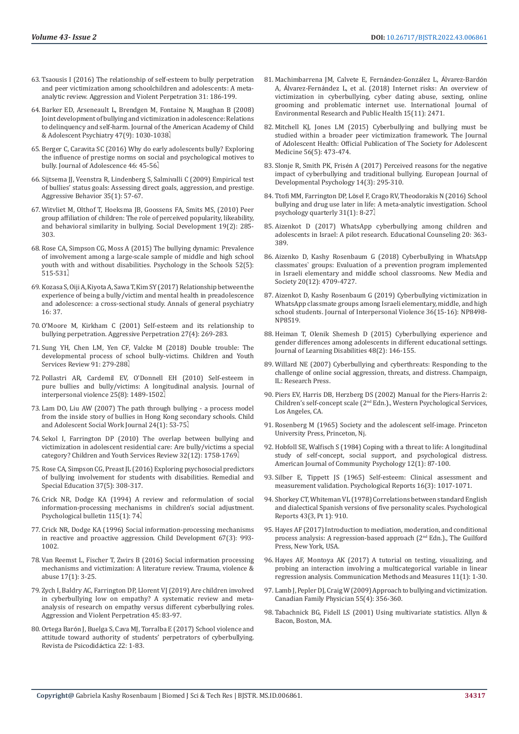63. Tsaousis I (2016) The relationship of self-esteem to bully perpetration and peer victimization among schoolchildren and adolescents: A meta-analytic review. Aggression and Violent Perpetration 31: 186-199.

64. Barker ED, Arseneault L, Brendgen M, Fontaine N, Maughan B (2008) Joint development of bullying and victimization in adolescence: Relations to delinquency and self-harm. Journal of the American Academy of Child & Adolescent Psychiatry 47(9): 1030-1038.

65. Berger C, Caravita SC (2016) Why do early adolescents bully? Exploring the influence of prestige norms on social and psychological motives to bully. Journal of Adolescence 46: 45-56.

66. Sijtsema JJ, Veenstra R, Lindenberg S, Salmivalli C (2009) Empirical test of bullies' status goals: Assessing direct goals, aggression, and prestige. Aggressive Behavior 35(1): 57-67.

67. Witvliet M, Olthof T, Hoeksma JB, Goossens FA, Smits MS, (2010) Peer group affiliation of children: The role of perceived popularity, likeability, and behavioral similarity in bullying. Social Development 19(2): 285-303.

68. Rose CA, Simpson CG, Moss A (2015) The bullying dynamic: Prevalence of involvement among a large-scale sample of middle and high school youth with and without disabilities. Psychology in the Schools 52(5): 515-531.

69. Kozasa S, Oiji A, Kiyota A, Sawa T, Kim SY (2017) Relationship between the experience of being a bully/victim and mental health in preadolescence and adolescence: a cross-sectional study. Annals of general psychiatry 16: 37.

70. O'Moore M, Kirkham C (2001) Self-esteem and its relationship to bullying perpetration. Aggressive Perpetration 27(4): 269-283.

71. Sung YH, Chen LM, Yen CF, Valcke M (2018) Double trouble: The developmental process of school bully-victims. Children and Youth Services Review 91: 279-288.

72. Pollastri AR, Cardemil EV, O'Donnell EH (2010) Self-esteem in pure bullies and bully/victims: A longitudinal analysis. Journal of interpersonal violence 25(8): 1489-1502.

73. Lam DO, Liu AW (2007) The path through bullying - a process model from the inside story of bullies in Hong Kong secondary schools. Child and Adolescent Social Work Journal 24(1): 53-75.

74. Sekol I, Farrington DP (2010) The overlap between bullying and victimization in adolescent residential care: Are bully/victims a special category? Children and Youth Services Review 32(12): 1758-1769.

75. Rose CA, Simpson CG, Preast JL (2016) Exploring psychosocial predictors of bullying involvement for students with disabilities. Remedial and Special Education 37(5): 308-317.

76. Crick NR, Dodge KA (1994) A review and reformulation of social information-processing mechanisms in children's social adjustment. Psychological bulletin 115(1): 74.

77. Crick NR, Dodge KA (1996) Social information-processing mechanisms in reactive and proactive aggression. Child Development 67(3): 993-1002.

78. Van Reemst L, Fischer T, Zwirs B (2016) Social information processing mechanisms and victimization: A literature review. Trauma, violence & abuse 17(1): 3-25.

79. Zych I, Baldry AC, Farrington DP, Llorent VJ (2019) Are children involved in cyberbullying low on empathy? A systematic review and meta-analysis of research on empathy versus different cyberbullying roles. Aggression and Violent Perpetration 45: 83-97.

80. Ortega Barón J, Buelga S, Cava MJ, Torralba E (2017) School violence and attitude toward authority of students' perpetrators of cyberbullying. Revista de Psicodidáctica 22: 1-83.

81. Machimbarrena JM, Calvete E, Fernández-González L, Álvarez-Bardón A, Álvarez-Fernández L, et al. (2018) Internet risks: An overview of victimization in cyberbullying, cyber dating abuse, sexting, online grooming and problematic internet use. International Journal of Environmental Research and Public Health 15(11): 2471.

82. Mitchell KJ, Jones LM (2015) Cyberbullying and bullying must be studied within a broader peer victimization framework. The Journal of Adolescent Health: Official Publication of The Society for Adolescent Medicine 56(5): 473-474.

83. Slonje R, Smith PK, Frisén A (2017) Perceived reasons for the negative impact of cyberbullying and traditional bullying. European Journal of Developmental Psychology 14(3): 295-310.

84. Ttofi MM, Farrington DP, Lösel F, Crago RV, Theodorakis N (2016) School bullying and drug use later in life: A meta-analytic investigation. School psychology quarterly 31(1): 8-27.

85. Aizenkot D (2017) WhatsApp cyberbullying among children and adolescents in Israel: A pilot research. Educational Counseling 20: 363-389.

86. Aizenko D, Kashy Rosenbaum G (2018) Cyberbullying in WhatsApp classmates` groups: Evaluation of a prevention program implemented in Israeli elementary and middle school classrooms. New Media and Society 20(12): 4709-4727.

87. Aizenkot D, Kashy Rosenbaum G (2019) Cyberbullying victimization in WhatsApp classmate groups among Israeli elementary, middle, and high school students. Journal of Interpersonal Violence 36(15-16): NP8498-NP8519.

88. Heiman T, Olenik Shemesh D (2015) Cyberbullying experience and gender differences among adolescents in different educational settings. Journal of Learning Disabilities 48(2): 146-155.

89. Willard NE (2007) Cyberbullying and cyberthreats: Responding to the challenge of online social aggression, threats, and distress. Champaign, IL: Research Press.

90. Piers EV, Harris DB, Herzberg DS (2002) Manual for the Piers-Harris 2: Children's self-concept scale (2nd Edn.)., Western Psychological Services, Los Angeles, CA.

91. Rosenberg M (1965) Society and the adolescent self-image. Princeton University Press, Princeton, Nj.

92. Hobfoll SE, Walfisch S (1984) Coping with a threat to life: A longitudinal study of self-concept, social support, and psychological distress. American Journal of Community Psychology 12(1): 87-100.

93. Silber E, Tippett JS (1965) Self-esteem: Clinical assessment and measurement validation. Psychological Reports 16(3): 1017-1071.

94. Shorkey CT, Whiteman VL (1978) Correlations between standard English and dialectical Spanish versions of five personality scales. Psychological Reports 43(3, Pt 1): 910.

95. Hayes AF (2017) Introduction to mediation, moderation, and conditional process analysis: A regression-based approach (2nd Edn.)., The Guilford Press, New York, USA.

96. Hayes AF, Montoya AK (2017) A tutorial on testing, visualizing, and probing an interaction involving a multicategorical variable in linear regression analysis. Communication Methods and Measures 11(1): 1-30.

97. Lamb J, Pepler DJ, Craig W (2009) Approach to bullying and victimization. Canadian Family Physician 55(4): 356-360.

98. Tabachnick BG, Fidell LS (2001) Using multivariate statistics. Allyn & Bacon, Boston, MA.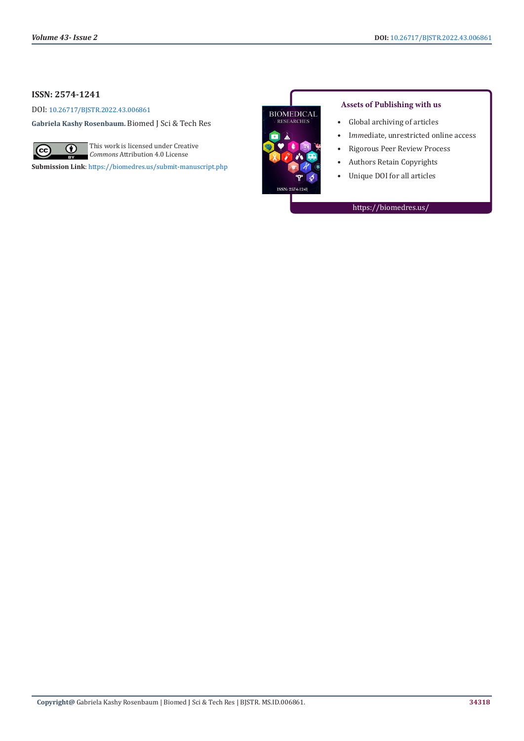**ISSN: 2574-1241**

DOI: 10.26717/BJSTR.2022.43.006861

**Gabriela Kashy Rosenbaum.** Biomed J Sci & Tech Res

This work is licensed under Creative *Commons* Attribution 4.0 License

**Submission Link**: https://biomedres.us/submit-manuscript.php

### Assets of Publishing with us

- Global archiving of articles
- Immediate, unrestricted online access
- Rigorous Peer Review Process
- Authors Retain Copyrights
- Unique DOI for all articles

https://biomedres.us/